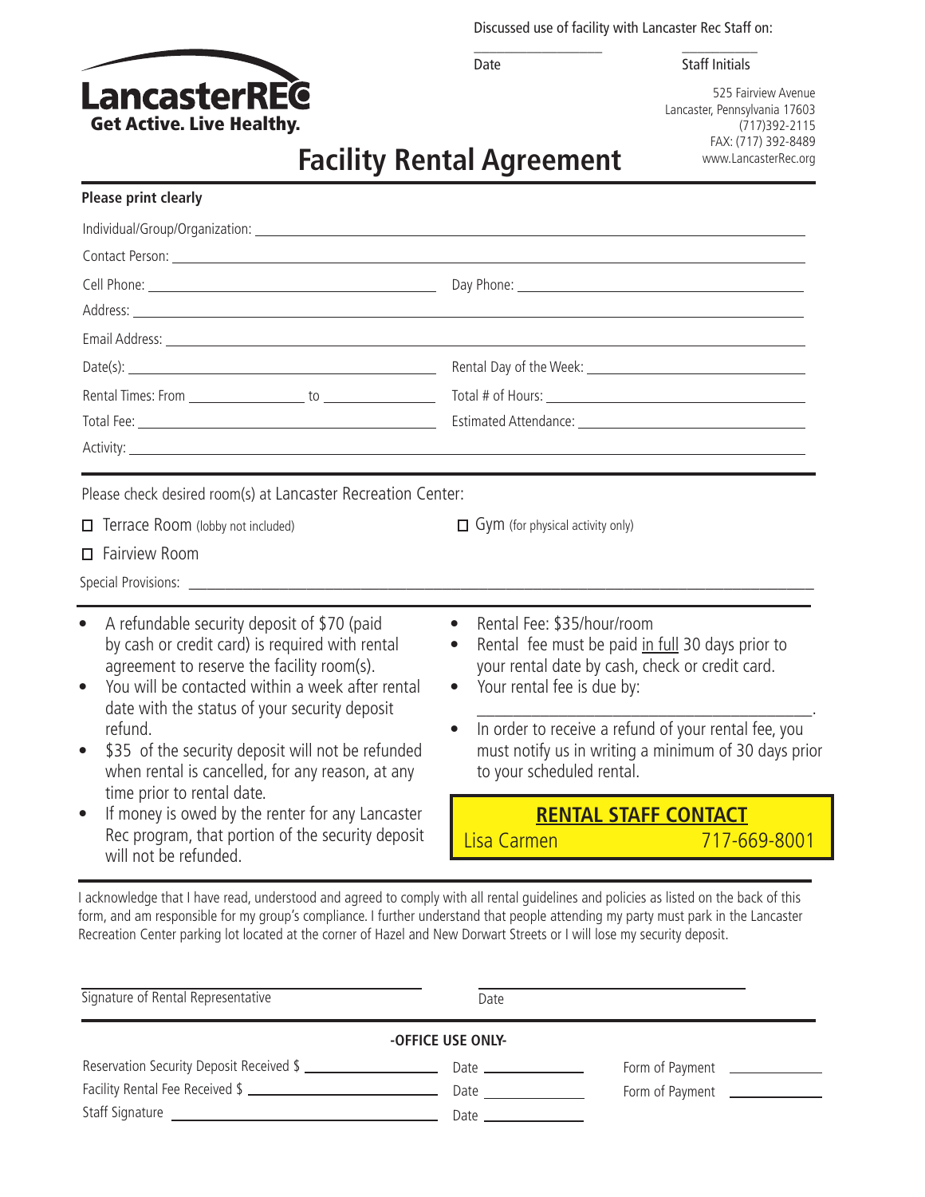Discussed use of facility with Lancaster Rec Staff on:

\_\_\_\_\_\_\_\_\_\_\_\_\_\_\_\_ Date    \_\_\_\_\_\_\_\_\_\_ Staff Initials

**LancasterREC**
**Get Active. Live Healthy.**

525 Fairview Avenue
Lancaster, Pennsylvania 17603
(717)392-2115
FAX: (717) 392-8489
www.LancasterRec.org

# Facility Rental Agreement

**Please print clearly**

Individual/Group/Organization: \_\_\_\_\_\_\_\_\_\_\_\_\_\_\_\_\_\_\_\_\_\_\_\_\_\_\_\_\_\_\_\_

Contact Person: \_\_\_\_\_\_\_\_\_\_\_\_\_\_\_\_\_\_\_\_\_\_\_\_\_\_\_\_\_\_\_\_

Cell Phone: \_\_\_\_\_\_\_\_\_\_\_\_\_\_\_\_ Day Phone: \_\_\_\_\_\_\_\_\_\_\_\_\_\_\_\_

Address: \_\_\_\_\_\_\_\_\_\_\_\_\_\_\_\_\_\_\_\_\_\_\_\_\_\_\_\_\_\_\_\_

Email Address: \_\_\_\_\_\_\_\_\_\_\_\_\_\_\_\_\_\_\_\_\_\_\_\_\_\_\_\_\_\_\_\_

Date(s): \_\_\_\_\_\_\_\_\_\_\_\_\_\_\_\_ Rental Day of the Week: \_\_\_\_\_\_\_\_\_\_\_\_\_\_\_\_

Rental Times: From \_\_\_\_\_\_\_\_ to \_\_\_\_\_\_\_\_ Total # of Hours: \_\_\_\_\_\_\_\_\_\_\_\_\_\_\_\_

Total Fee: \_\_\_\_\_\_\_\_\_\_\_\_\_\_\_\_ Estimated Attendance: \_\_\_\_\_\_\_\_\_\_\_\_\_\_\_\_

Activity: \_\_\_\_\_\_\_\_\_\_\_\_\_\_\_\_\_\_\_\_\_\_\_\_\_\_\_\_\_\_\_\_

Please check desired room(s) at Lancaster Recreation Center:

- ☐ Terrace Room (lobby not included)
- ☐ Fairview Room
- ☐ Gym (for physical activity only)

Special Provisions: \_\_\_\_\_\_\_\_\_\_\_\_\_\_\_\_\_\_\_\_\_\_\_\_\_\_\_\_\_\_\_\_

- A refundable security deposit of $70 (paid by cash or credit card) is required with rental agreement to reserve the facility room(s).
- You will be contacted within a week after rental date with the status of your security deposit refund.
- $35 of the security deposit will not be refunded when rental is cancelled, for any reason, at any time prior to rental date.
- If money is owed by the renter for any Lancaster Rec program, that portion of the security deposit will not be refunded.
- Rental Fee: $35/hour/room
- Rental fee must be paid in full 30 days prior to your rental date by cash, check or credit card.
- Your rental fee is due by: \_\_\_\_\_\_\_\_\_\_\_\_\_\_\_\_\_\_\_\_\_\_\_\_.
- In order to receive a refund of your rental fee, you must notify us in writing a minimum of 30 days prior to your scheduled rental.

**RENTAL STAFF CONTACT**
Lisa Carmen 717-669-8001

I acknowledge that I have read, understood and agreed to comply with all rental guidelines and policies as listed on the back of this form, and am responsible for my group's compliance. I further understand that people attending my party must park in the Lancaster Recreation Center parking lot located at the corner of Hazel and New Dorwart Streets or I will lose my security deposit.

\_\_\_\_\_\_\_\_\_\_\_\_\_\_\_\_\_\_\_\_\_\_\_\_ Signature of Rental Representative    \_\_\_\_\_\_\_\_\_\_\_\_\_\_\_\_ Date

**-OFFICE USE ONLY-**

Reservation Security Deposit Received $ \_\_\_\_\_\_\_\_\_\_ Date \_\_\_\_\_\_\_\_ Form of Payment \_\_\_\_\_\_\_\_

Facility Rental Fee Received $ \_\_\_\_\_\_\_\_\_\_ Date \_\_\_\_\_\_\_\_ Form of Payment \_\_\_\_\_\_\_\_

Staff Signature \_\_\_\_\_\_\_\_\_\_\_\_\_\_\_\_ Date \_\_\_\_\_\_\_\_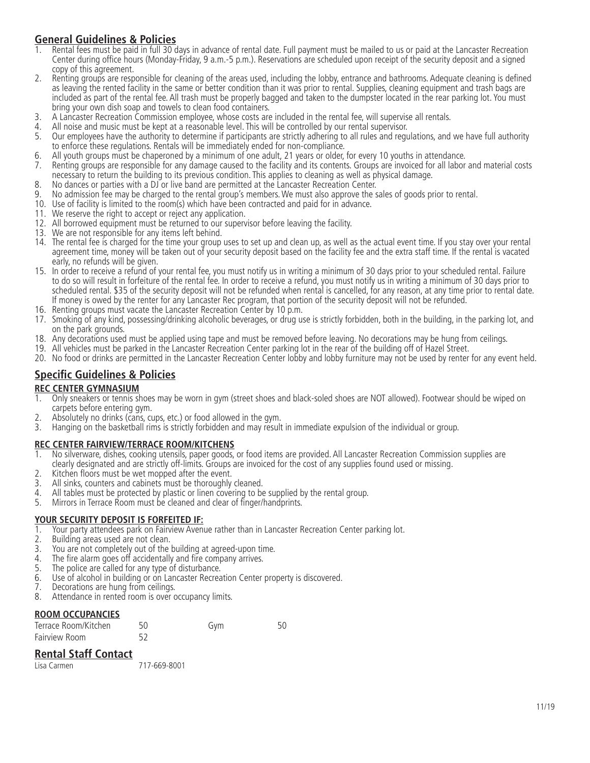## General Guidelines & Policies

1. Rental fees must be paid in full 30 days in advance of rental date. Full payment must be mailed to us or paid at the Lancaster Recreation Center during office hours (Monday-Friday, 9 a.m.-5 p.m.). Reservations are scheduled upon receipt of the security deposit and a signed copy of this agreement.
2. Renting groups are responsible for cleaning of the areas used, including the lobby, entrance and bathrooms. Adequate cleaning is defined as leaving the rented facility in the same or better condition than it was prior to rental. Supplies, cleaning equipment and trash bags are included as part of the rental fee. All trash must be properly bagged and taken to the dumpster located in the rear parking lot. You must bring your own dish soap and towels to clean food containers.
3. A Lancaster Recreation Commission employee, whose costs are included in the rental fee, will supervise all rentals.
4. All noise and music must be kept at a reasonable level. This will be controlled by our rental supervisor.
5. Our employees have the authority to determine if participants are strictly adhering to all rules and regulations, and we have full authority to enforce these regulations. Rentals will be immediately ended for non-compliance.
6. All youth groups must be chaperoned by a minimum of one adult, 21 years or older, for every 10 youths in attendance.
7. Renting groups are responsible for any damage caused to the facility and its contents. Groups are invoiced for all labor and material costs necessary to return the building to its previous condition. This applies to cleaning as well as physical damage.
8. No dances or parties with a DJ or live band are permitted at the Lancaster Recreation Center.
9. No admission fee may be charged to the rental group's members. We must also approve the sales of goods prior to rental.
10. Use of facility is limited to the room(s) which have been contracted and paid for in advance.
11. We reserve the right to accept or reject any application.
12. All borrowed equipment must be returned to our supervisor before leaving the facility.
13. We are not responsible for any items left behind.
14. The rental fee is charged for the time your group uses to set up and clean up, as well as the actual event time. If you stay over your rental agreement time, money will be taken out of your security deposit based on the facility fee and the extra staff time. If the rental is vacated early, no refunds will be given.
15. In order to receive a refund of your rental fee, you must notify us in writing a minimum of 30 days prior to your scheduled rental. Failure to do so will result in forfeiture of the rental fee. In order to receive a refund, you must notify us in writing a minimum of 30 days prior to scheduled rental. $35 of the security deposit will not be refunded when rental is cancelled, for any reason, at any time prior to rental date. If money is owed by the renter for any Lancaster Rec program, that portion of the security deposit will not be refunded.
16. Renting groups must vacate the Lancaster Recreation Center by 10 p.m.
17. Smoking of any kind, possessing/drinking alcoholic beverages, or drug use is strictly forbidden, both in the building, in the parking lot, and on the park grounds.
18. Any decorations used must be applied using tape and must be removed before leaving. No decorations may be hung from ceilings.
19. All vehicles must be parked in the Lancaster Recreation Center parking lot in the rear of the building off of Hazel Street.
20. No food or drinks are permitted in the Lancaster Recreation Center lobby and lobby furniture may not be used by renter for any event held.

## Specific Guidelines & Policies

### REC CENTER GYMNASIUM

1. Only sneakers or tennis shoes may be worn in gym (street shoes and black-soled shoes are NOT allowed). Footwear should be wiped on carpets before entering gym.
2. Absolutely no drinks (cans, cups, etc.) or food allowed in the gym.
3. Hanging on the basketball rims is strictly forbidden and may result in immediate expulsion of the individual or group.

### REC CENTER FAIRVIEW/TERRACE ROOM/KITCHENS

1. No silverware, dishes, cooking utensils, paper goods, or food items are provided. All Lancaster Recreation Commission supplies are clearly designated and are strictly off-limits. Groups are invoiced for the cost of any supplies found used or missing.
2. Kitchen floors must be wet mopped after the event.
3. All sinks, counters and cabinets must be thoroughly cleaned.
4. All tables must be protected by plastic or linen covering to be supplied by the rental group.
5. Mirrors in Terrace Room must be cleaned and clear of finger/handprints.

### YOUR SECURITY DEPOSIT IS FORFEITED IF:

1. Your party attendees park on Fairview Avenue rather than in Lancaster Recreation Center parking lot.
2. Building areas used are not clean.
3. You are not completely out of the building at agreed-upon time.
4. The fire alarm goes off accidentally and fire company arrives.
5. The police are called for any type of disturbance.
6. Use of alcohol in building or on Lancaster Recreation Center property is discovered.
7. Decorations are hung from ceilings.
8. Attendance in rented room is over occupancy limits.

### ROOM OCCUPANCIES

| | | | |
|---|---|---|---|
| Terrace Room/Kitchen | 50 | Gym | 50 |
| Fairview Room | 52 | | |

## Rental Staff Contact

Lisa Carmen 717-669-8001

11/19